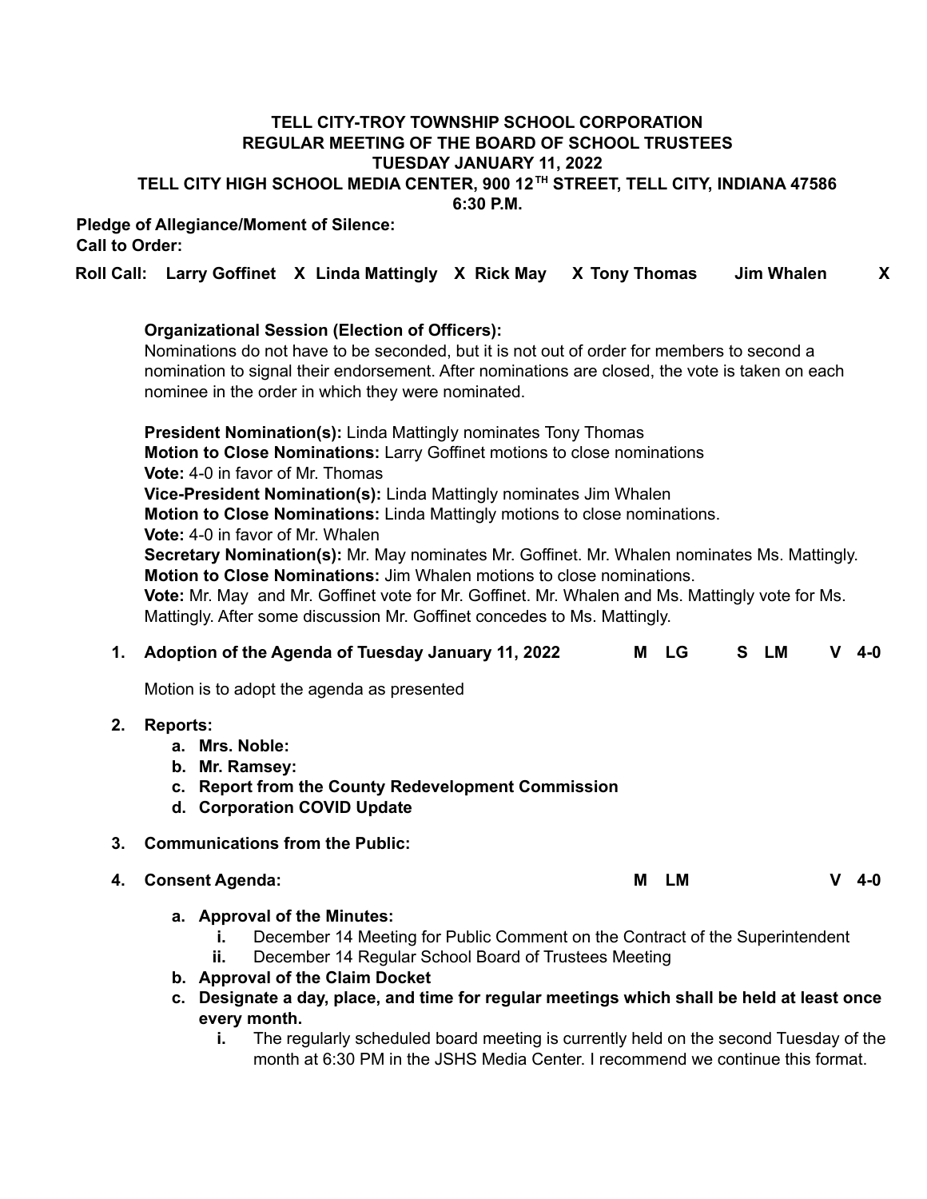**TELL CITY-TROY TOWNSHIP SCHOOL CORPORATION**
**REGULAR MEETING OF THE BOARD OF SCHOOL TRUSTEES**
**TUESDAY JANUARY 11, 2022**
**TELL CITY HIGH SCHOOL MEDIA CENTER, 900 12TH STREET, TELL CITY, INDIANA 47586**
**6:30 P.M.**

**Pledge of Allegiance/Moment of Silence:**
**Call to Order:**

**Roll Call: Larry Goffinet X Linda Mattingly X Rick May X Tony Thomas Jim Whalen X**

**Organizational Session (Election of Officers):**
Nominations do not have to be seconded, but it is not out of order for members to second a nomination to signal their endorsement. After nominations are closed, the vote is taken on each nominee in the order in which they were nominated.

**President Nomination(s):** Linda Mattingly nominates Tony Thomas
**Motion to Close Nominations:** Larry Goffinet motions to close nominations
**Vote:** 4-0 in favor of Mr. Thomas
**Vice-President Nomination(s):** Linda Mattingly nominates Jim Whalen
**Motion to Close Nominations:** Linda Mattingly motions to close nominations.
**Vote:** 4-0 in favor of Mr. Whalen
**Secretary Nomination(s):** Mr. May nominates Mr. Goffinet. Mr. Whalen nominates Ms. Mattingly.
**Motion to Close Nominations:** Jim Whalen motions to close nominations.
**Vote:** Mr. May and Mr. Goffinet vote for Mr. Goffinet. Mr. Whalen and Ms. Mattingly vote for Ms. Mattingly. After some discussion Mr. Goffinet concedes to Ms. Mattingly.

1. **Adoption of the Agenda of Tuesday January 11, 2022** **M LG S LM V 4-0**

   Motion is to adopt the agenda as presented

2. **Reports:**
   a. **Mrs. Noble:**
   b. **Mr. Ramsey:**
   c. **Report from the County Redevelopment Commission**
   d. **Corporation COVID Update**

3. **Communications from the Public:**

4. **Consent Agenda:** **M LM V 4-0**

   a. **Approval of the Minutes:**
      i. December 14 Meeting for Public Comment on the Contract of the Superintendent
      ii. December 14 Regular School Board of Trustees Meeting
   b. **Approval of the Claim Docket**
   c. **Designate a day, place, and time for regular meetings which shall be held at least once every month.**
      i. The regularly scheduled board meeting is currently held on the second Tuesday of the month at 6:30 PM in the JSHS Media Center. I recommend we continue this format.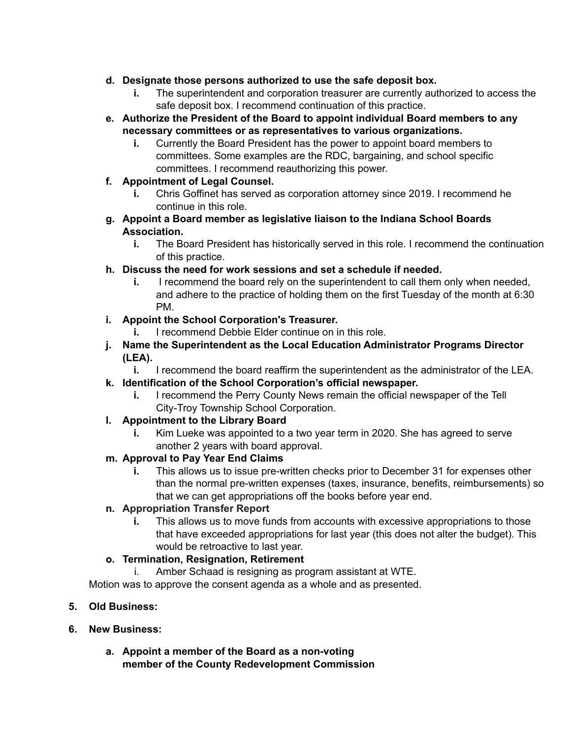- **d. Designate those persons authorized to use the safe deposit box.**
  - **i.** The superintendent and corporation treasurer are currently authorized to access the safe deposit box. I recommend continuation of this practice.
- **e. Authorize the President of the Board to appoint individual Board members to any necessary committees or as representatives to various organizations.**
  - **i.** Currently the Board President has the power to appoint board members to committees. Some examples are the RDC, bargaining, and school specific committees. I recommend reauthorizing this power.
- **f. Appointment of Legal Counsel.**
  - **i.** Chris Goffinet has served as corporation attorney since 2019. I recommend he continue in this role.
- **g. Appoint a Board member as legislative liaison to the Indiana School Boards Association.**
  - **i.** The Board President has historically served in this role. I recommend the continuation of this practice.
- **h. Discuss the need for work sessions and set a schedule if needed.**
  - **i.** I recommend the board rely on the superintendent to call them only when needed, and adhere to the practice of holding them on the first Tuesday of the month at 6:30 PM.
- **i. Appoint the School Corporation's Treasurer.**
  - **i.** I recommend Debbie Elder continue on in this role.
- **j. Name the Superintendent as the Local Education Administrator Programs Director (LEA).**
  - **i.** I recommend the board reaffirm the superintendent as the administrator of the LEA.
- **k. Identification of the School Corporation's official newspaper.**
  - **i.** I recommend the Perry County News remain the official newspaper of the Tell City-Troy Township School Corporation.
- **l. Appointment to the Library Board**
  - **i.** Kim Lueke was appointed to a two year term in 2020. She has agreed to serve another 2 years with board approval.
- **m. Approval to Pay Year End Claims**
  - **i.** This allows us to issue pre-written checks prior to December 31 for expenses other than the normal pre-written expenses (taxes, insurance, benefits, reimbursements) so that we can get appropriations off the books before year end.
- **n. Appropriation Transfer Report**
  - **i.** This allows us to move funds from accounts with excessive appropriations to those that have exceeded appropriations for last year (this does not alter the budget). This would be retroactive to last year.
- **o. Termination, Resignation, Retirement**
  - i. Amber Schaad is resigning as program assistant at WTE.

Motion was to approve the consent agenda as a whole and as presented.

**5. Old Business:**

**6. New Business:**

- **a. Appoint a member of the Board as a non-voting member of the County Redevelopment Commission**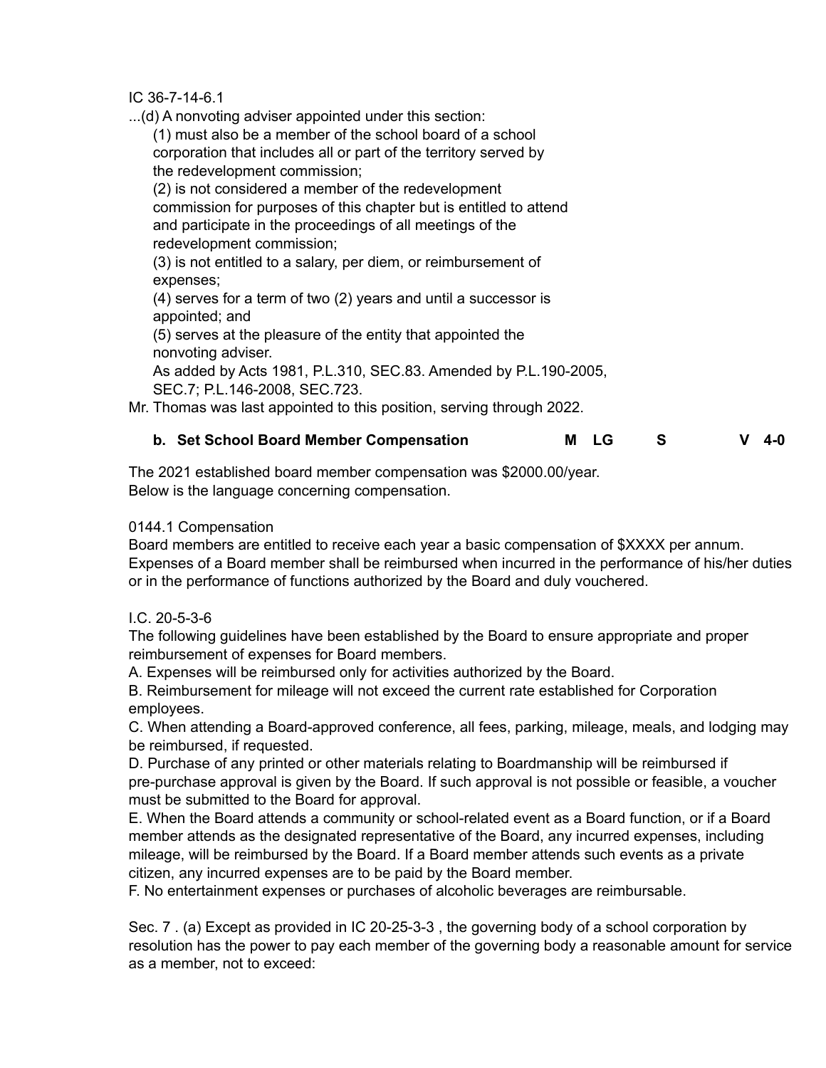IC 36-7-14-6.1

...(d) A nonvoting adviser appointed under this section:

(1) must also be a member of the school board of a school corporation that includes all or part of the territory served by the redevelopment commission;

(2) is not considered a member of the redevelopment commission for purposes of this chapter but is entitled to attend and participate in the proceedings of all meetings of the redevelopment commission;

(3) is not entitled to a salary, per diem, or reimbursement of expenses;

(4) serves for a term of two (2) years and until a successor is appointed; and

(5) serves at the pleasure of the entity that appointed the nonvoting adviser.

As added by Acts 1981, P.L.310, SEC.83. Amended by P.L.190-2005, SEC.7; P.L.146-2008, SEC.723.

Mr. Thomas was last appointed to this position, serving through 2022.

**b. Set School Board Member Compensation M LG S V 4-0**

The 2021 established board member compensation was $2000.00/year.
Below is the language concerning compensation.

0144.1 Compensation

Board members are entitled to receive each year a basic compensation of $XXXX per annum. Expenses of a Board member shall be reimbursed when incurred in the performance of his/her duties or in the performance of functions authorized by the Board and duly vouchered.

I.C. 20-5-3-6

The following guidelines have been established by the Board to ensure appropriate and proper reimbursement of expenses for Board members.

A. Expenses will be reimbursed only for activities authorized by the Board.

B. Reimbursement for mileage will not exceed the current rate established for Corporation employees.

C. When attending a Board-approved conference, all fees, parking, mileage, meals, and lodging may be reimbursed, if requested.

D. Purchase of any printed or other materials relating to Boardmanship will be reimbursed if pre-purchase approval is given by the Board. If such approval is not possible or feasible, a voucher must be submitted to the Board for approval.

E. When the Board attends a community or school-related event as a Board function, or if a Board member attends as the designated representative of the Board, any incurred expenses, including mileage, will be reimbursed by the Board. If a Board member attends such events as a private citizen, any incurred expenses are to be paid by the Board member.

F. No entertainment expenses or purchases of alcoholic beverages are reimbursable.

Sec. 7 . (a) Except as provided in IC 20-25-3-3 , the governing body of a school corporation by resolution has the power to pay each member of the governing body a reasonable amount for service as a member, not to exceed: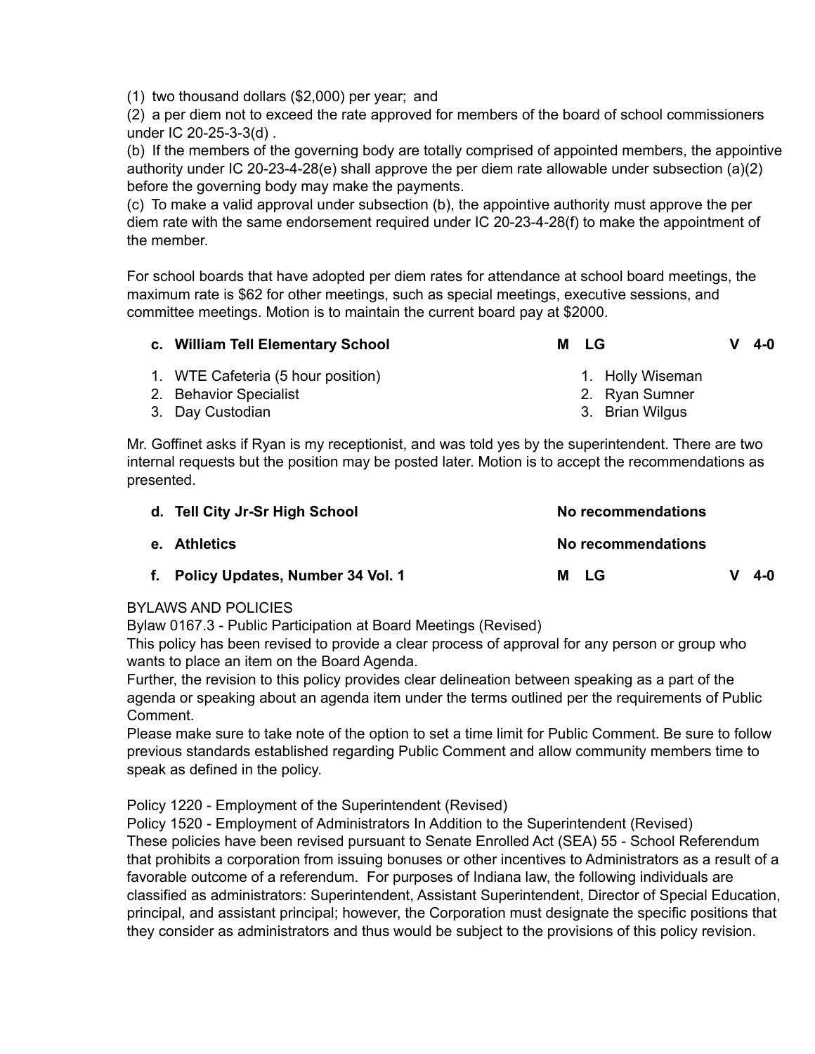(1) two thousand dollars ($2,000) per year; and
(2) a per diem not to exceed the rate approved for members of the board of school commissioners under IC 20-25-3-3(d) .
(b) If the members of the governing body are totally comprised of appointed members, the appointive authority under IC 20-23-4-28(e) shall approve the per diem rate allowable under subsection (a)(2) before the governing body may make the payments.
(c) To make a valid approval under subsection (b), the appointive authority must approve the per diem rate with the same endorsement required under IC 20-23-4-28(f) to make the appointment of the member.

For school boards that have adopted per diem rates for attendance at school board meetings, the maximum rate is $62 for other meetings, such as special meetings, executive sessions, and committee meetings. Motion is to maintain the current board pay at $2000.

**c. William Tell Elementary School** **M LG** **V 4-0**

1. WTE Cafeteria (5 hour position) — 1. Holly Wiseman
2. Behavior Specialist — 2. Ryan Sumner
3. Day Custodian — 3. Brian Wilgus

Mr. Goffinet asks if Ryan is my receptionist, and was told yes by the superintendent. There are two internal requests but the position may be posted later. Motion is to accept the recommendations as presented.

**d. Tell City Jr-Sr High School** **No recommendations**

**e. Athletics** **No recommendations**

**f. Policy Updates, Number 34 Vol. 1** **M LG** **V 4-0**

BYLAWS AND POLICIES
Bylaw 0167.3 - Public Participation at Board Meetings (Revised)
This policy has been revised to provide a clear process of approval for any person or group who wants to place an item on the Board Agenda.
Further, the revision to this policy provides clear delineation between speaking as a part of the agenda or speaking about an agenda item under the terms outlined per the requirements of Public Comment.
Please make sure to take note of the option to set a time limit for Public Comment. Be sure to follow previous standards established regarding Public Comment and allow community members time to speak as defined in the policy.

Policy 1220 - Employment of the Superintendent (Revised)
Policy 1520 - Employment of Administrators In Addition to the Superintendent (Revised)
These policies have been revised pursuant to Senate Enrolled Act (SEA) 55 - School Referendum that prohibits a corporation from issuing bonuses or other incentives to Administrators as a result of a favorable outcome of a referendum. For purposes of Indiana law, the following individuals are classified as administrators: Superintendent, Assistant Superintendent, Director of Special Education, principal, and assistant principal; however, the Corporation must designate the specific positions that they consider as administrators and thus would be subject to the provisions of this policy revision.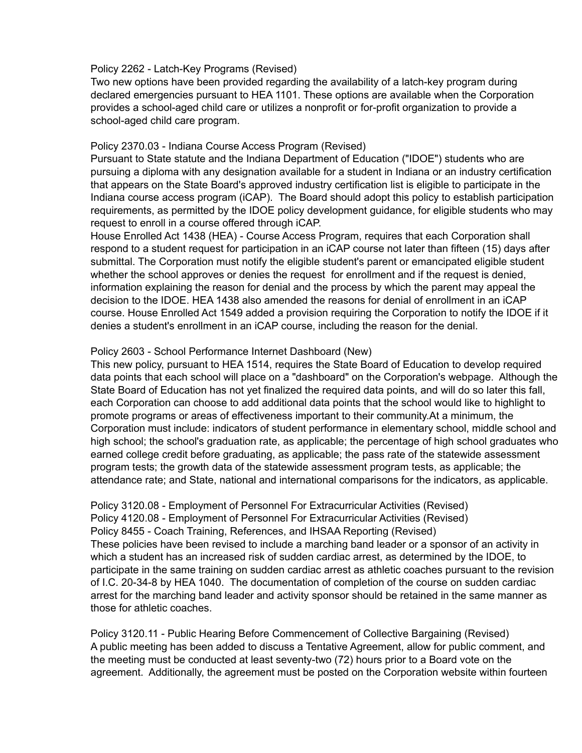Policy 2262 - Latch-Key Programs (Revised)

Two new options have been provided regarding the availability of a latch-key program during declared emergencies pursuant to HEA 1101. These options are available when the Corporation provides a school-aged child care or utilizes a nonprofit or for-profit organization to provide a school-aged child care program.

Policy 2370.03 - Indiana Course Access Program (Revised)

Pursuant to State statute and the Indiana Department of Education ("IDOE") students who are pursuing a diploma with any designation available for a student in Indiana or an industry certification that appears on the State Board's approved industry certification list is eligible to participate in the Indiana course access program (iCAP). The Board should adopt this policy to establish participation requirements, as permitted by the IDOE policy development guidance, for eligible students who may request to enroll in a course offered through iCAP.

House Enrolled Act 1438 (HEA) - Course Access Program, requires that each Corporation shall respond to a student request for participation in an iCAP course not later than fifteen (15) days after submittal. The Corporation must notify the eligible student's parent or emancipated eligible student whether the school approves or denies the request for enrollment and if the request is denied, information explaining the reason for denial and the process by which the parent may appeal the decision to the IDOE. HEA 1438 also amended the reasons for denial of enrollment in an iCAP course. House Enrolled Act 1549 added a provision requiring the Corporation to notify the IDOE if it denies a student's enrollment in an iCAP course, including the reason for the denial.

Policy 2603 - School Performance Internet Dashboard (New)

This new policy, pursuant to HEA 1514, requires the State Board of Education to develop required data points that each school will place on a "dashboard" on the Corporation's webpage. Although the State Board of Education has not yet finalized the required data points, and will do so later this fall, each Corporation can choose to add additional data points that the school would like to highlight to promote programs or areas of effectiveness important to their community.At a minimum, the Corporation must include: indicators of student performance in elementary school, middle school and high school; the school's graduation rate, as applicable; the percentage of high school graduates who earned college credit before graduating, as applicable; the pass rate of the statewide assessment program tests; the growth data of the statewide assessment program tests, as applicable; the attendance rate; and State, national and international comparisons for the indicators, as applicable.

Policy 3120.08 - Employment of Personnel For Extracurricular Activities (Revised)
Policy 4120.08 - Employment of Personnel For Extracurricular Activities (Revised)
Policy 8455 - Coach Training, References, and IHSAA Reporting (Revised)

These policies have been revised to include a marching band leader or a sponsor of an activity in which a student has an increased risk of sudden cardiac arrest, as determined by the IDOE, to participate in the same training on sudden cardiac arrest as athletic coaches pursuant to the revision of I.C. 20-34-8 by HEA 1040. The documentation of completion of the course on sudden cardiac arrest for the marching band leader and activity sponsor should be retained in the same manner as those for athletic coaches.

Policy 3120.11 - Public Hearing Before Commencement of Collective Bargaining (Revised)

A public meeting has been added to discuss a Tentative Agreement, allow for public comment, and the meeting must be conducted at least seventy-two (72) hours prior to a Board vote on the agreement. Additionally, the agreement must be posted on the Corporation website within fourteen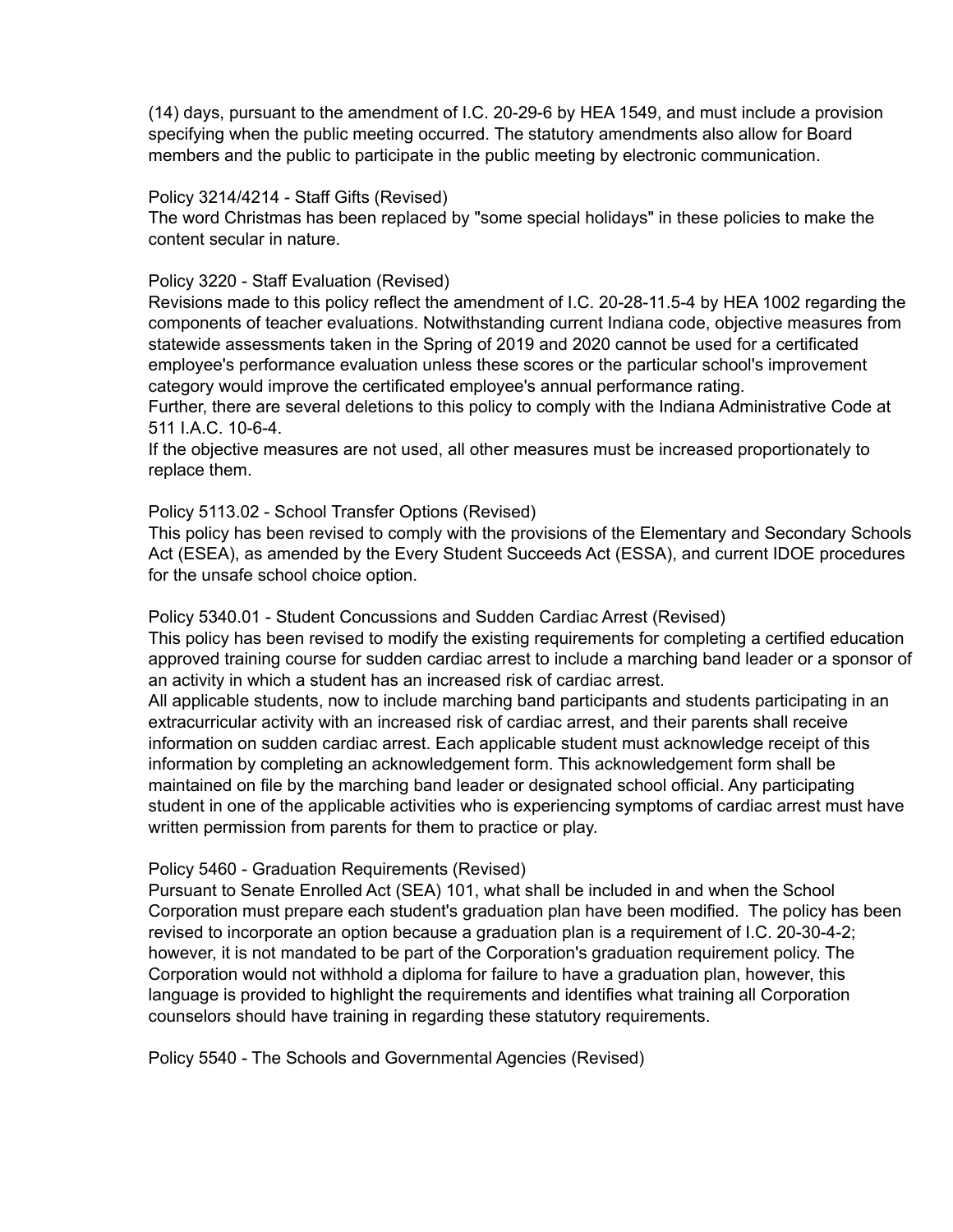(14) days, pursuant to the amendment of I.C. 20-29-6 by HEA 1549, and must include a provision specifying when the public meeting occurred. The statutory amendments also allow for Board members and the public to participate in the public meeting by electronic communication.

Policy 3214/4214 - Staff Gifts (Revised)
The word Christmas has been replaced by "some special holidays" in these policies to make the content secular in nature.

Policy 3220 - Staff Evaluation (Revised)
Revisions made to this policy reflect the amendment of I.C. 20-28-11.5-4 by HEA 1002 regarding the components of teacher evaluations. Notwithstanding current Indiana code, objective measures from statewide assessments taken in the Spring of 2019 and 2020 cannot be used for a certificated employee's performance evaluation unless these scores or the particular school's improvement category would improve the certificated employee's annual performance rating.
Further, there are several deletions to this policy to comply with the Indiana Administrative Code at 511 I.A.C. 10-6-4.
If the objective measures are not used, all other measures must be increased proportionately to replace them.

Policy 5113.02 - School Transfer Options (Revised)
This policy has been revised to comply with the provisions of the Elementary and Secondary Schools Act (ESEA), as amended by the Every Student Succeeds Act (ESSA), and current IDOE procedures for the unsafe school choice option.

Policy 5340.01 - Student Concussions and Sudden Cardiac Arrest (Revised)
This policy has been revised to modify the existing requirements for completing a certified education approved training course for sudden cardiac arrest to include a marching band leader or a sponsor of an activity in which a student has an increased risk of cardiac arrest.
All applicable students, now to include marching band participants and students participating in an extracurricular activity with an increased risk of cardiac arrest, and their parents shall receive information on sudden cardiac arrest. Each applicable student must acknowledge receipt of this information by completing an acknowledgement form. This acknowledgement form shall be maintained on file by the marching band leader or designated school official. Any participating student in one of the applicable activities who is experiencing symptoms of cardiac arrest must have written permission from parents for them to practice or play.

Policy 5460 - Graduation Requirements (Revised)
Pursuant to Senate Enrolled Act (SEA) 101, what shall be included in and when the School Corporation must prepare each student's graduation plan have been modified. The policy has been revised to incorporate an option because a graduation plan is a requirement of I.C. 20-30-4-2; however, it is not mandated to be part of the Corporation's graduation requirement policy. The Corporation would not withhold a diploma for failure to have a graduation plan, however, this language is provided to highlight the requirements and identifies what training all Corporation counselors should have training in regarding these statutory requirements.

Policy 5540 - The Schools and Governmental Agencies (Revised)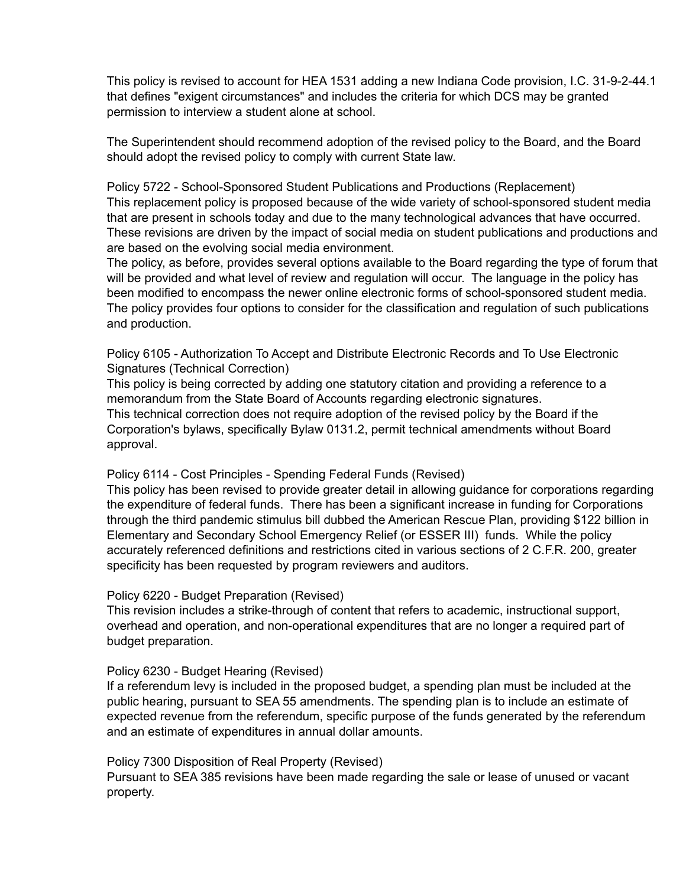This policy is revised to account for HEA 1531 adding a new Indiana Code provision, I.C. 31-9-2-44.1 that defines "exigent circumstances" and includes the criteria for which DCS may be granted permission to interview a student alone at school.

The Superintendent should recommend adoption of the revised policy to the Board, and the Board should adopt the revised policy to comply with current State law.

Policy 5722 - School-Sponsored Student Publications and Productions (Replacement)
This replacement policy is proposed because of the wide variety of school-sponsored student media that are present in schools today and due to the many technological advances that have occurred. These revisions are driven by the impact of social media on student publications and productions and are based on the evolving social media environment.
The policy, as before, provides several options available to the Board regarding the type of forum that will be provided and what level of review and regulation will occur. The language in the policy has been modified to encompass the newer online electronic forms of school-sponsored student media. The policy provides four options to consider for the classification and regulation of such publications and production.

Policy 6105 - Authorization To Accept and Distribute Electronic Records and To Use Electronic Signatures (Technical Correction)
This policy is being corrected by adding one statutory citation and providing a reference to a memorandum from the State Board of Accounts regarding electronic signatures.
This technical correction does not require adoption of the revised policy by the Board if the Corporation's bylaws, specifically Bylaw 0131.2, permit technical amendments without Board approval.

Policy 6114 - Cost Principles - Spending Federal Funds (Revised)
This policy has been revised to provide greater detail in allowing guidance for corporations regarding the expenditure of federal funds. There has been a significant increase in funding for Corporations through the third pandemic stimulus bill dubbed the American Rescue Plan, providing $122 billion in Elementary and Secondary School Emergency Relief (or ESSER III) funds. While the policy accurately referenced definitions and restrictions cited in various sections of 2 C.F.R. 200, greater specificity has been requested by program reviewers and auditors.

Policy 6220 - Budget Preparation (Revised)
This revision includes a strike-through of content that refers to academic, instructional support, overhead and operation, and non-operational expenditures that are no longer a required part of budget preparation.

Policy 6230 - Budget Hearing (Revised)
If a referendum levy is included in the proposed budget, a spending plan must be included at the public hearing, pursuant to SEA 55 amendments. The spending plan is to include an estimate of expected revenue from the referendum, specific purpose of the funds generated by the referendum and an estimate of expenditures in annual dollar amounts.

Policy 7300 Disposition of Real Property (Revised)
Pursuant to SEA 385 revisions have been made regarding the sale or lease of unused or vacant property.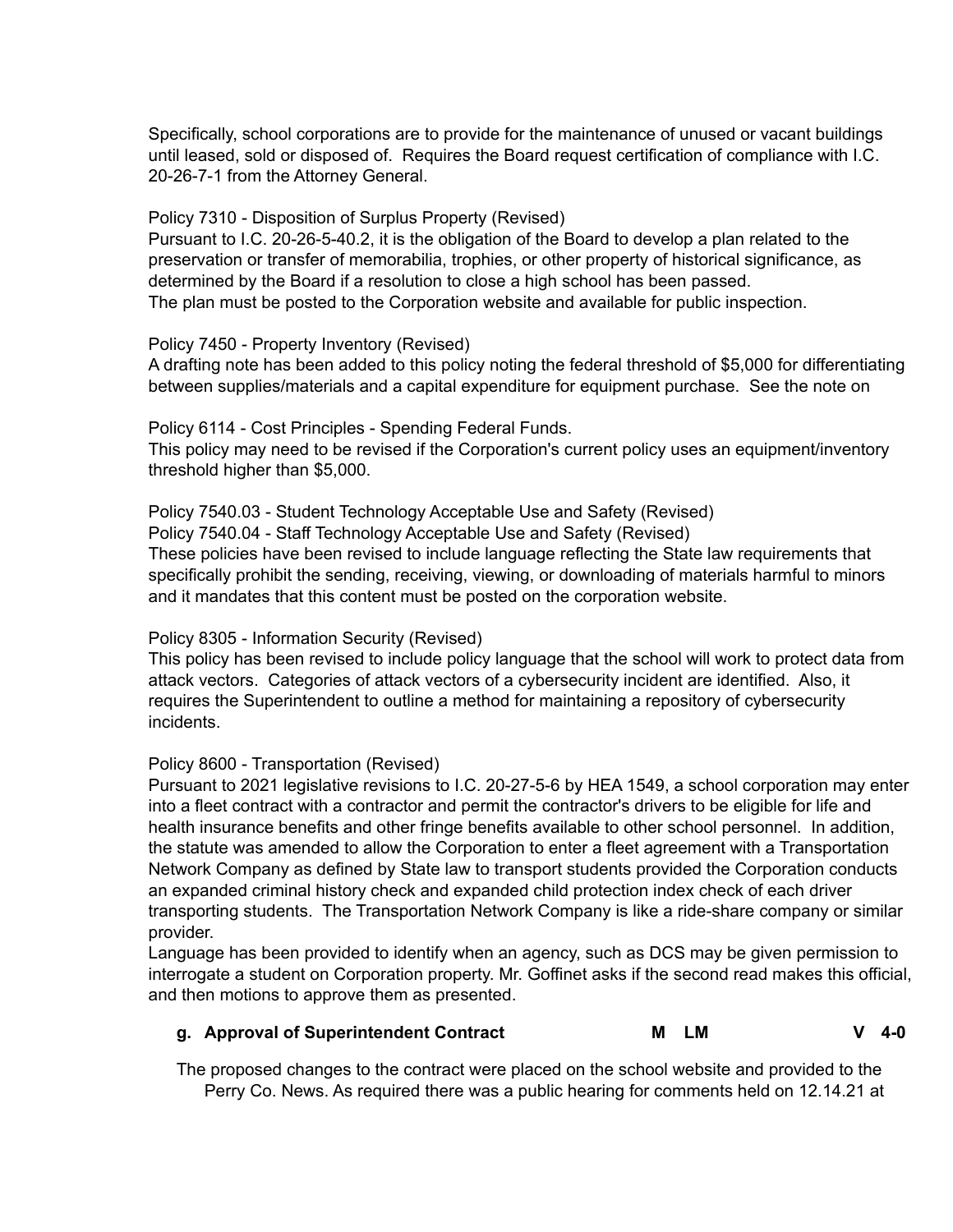Specifically, school corporations are to provide for the maintenance of unused or vacant buildings until leased, sold or disposed of. Requires the Board request certification of compliance with I.C. 20-26-7-1 from the Attorney General.

Policy 7310 - Disposition of Surplus Property (Revised)
Pursuant to I.C. 20-26-5-40.2, it is the obligation of the Board to develop a plan related to the preservation or transfer of memorabilia, trophies, or other property of historical significance, as determined by the Board if a resolution to close a high school has been passed.
The plan must be posted to the Corporation website and available for public inspection.

Policy 7450 - Property Inventory (Revised)
A drafting note has been added to this policy noting the federal threshold of $5,000 for differentiating between supplies/materials and a capital expenditure for equipment purchase. See the note on

Policy 6114 - Cost Principles - Spending Federal Funds.
This policy may need to be revised if the Corporation's current policy uses an equipment/inventory threshold higher than $5,000.

Policy 7540.03 - Student Technology Acceptable Use and Safety (Revised)
Policy 7540.04 - Staff Technology Acceptable Use and Safety (Revised)
These policies have been revised to include language reflecting the State law requirements that specifically prohibit the sending, receiving, viewing, or downloading of materials harmful to minors and it mandates that this content must be posted on the corporation website.

Policy 8305 - Information Security (Revised)
This policy has been revised to include policy language that the school will work to protect data from attack vectors. Categories of attack vectors of a cybersecurity incident are identified. Also, it requires the Superintendent to outline a method for maintaining a repository of cybersecurity incidents.

Policy 8600 - Transportation (Revised)
Pursuant to 2021 legislative revisions to I.C. 20-27-5-6 by HEA 1549, a school corporation may enter into a fleet contract with a contractor and permit the contractor's drivers to be eligible for life and health insurance benefits and other fringe benefits available to other school personnel. In addition, the statute was amended to allow the Corporation to enter a fleet agreement with a Transportation Network Company as defined by State law to transport students provided the Corporation conducts an expanded criminal history check and expanded child protection index check of each driver transporting students. The Transportation Network Company is like a ride-share company or similar provider.
Language has been provided to identify when an agency, such as DCS may be given permission to interrogate a student on Corporation property. Mr. Goffinet asks if the second read makes this official, and then motions to approve them as presented.

**g. Approval of Superintendent Contract** **M LM** **V 4-0**

The proposed changes to the contract were placed on the school website and provided to the Perry Co. News. As required there was a public hearing for comments held on 12.14.21 at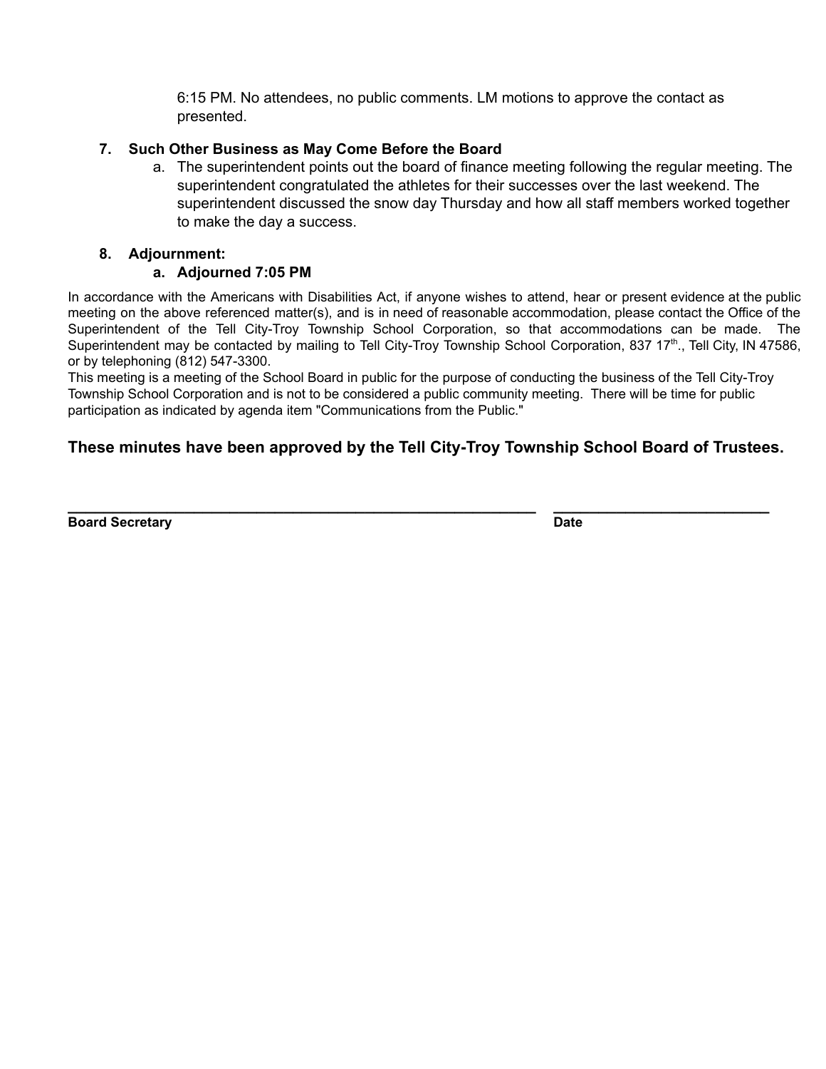6:15 PM. No attendees, no public comments. LM motions to approve the contact as presented.

7. **Such Other Business as May Come Before the Board**
   a. The superintendent points out the board of finance meeting following the regular meeting. The superintendent congratulated the athletes for their successes over the last weekend. The superintendent discussed the snow day Thursday and how all staff members worked together to make the day a success.

8. **Adjournment:**
   a. **Adjourned 7:05 PM**

In accordance with the Americans with Disabilities Act, if anyone wishes to attend, hear or present evidence at the public meeting on the above referenced matter(s), and is in need of reasonable accommodation, please contact the Office of the Superintendent of the Tell City-Troy Township School Corporation, so that accommodations can be made. The Superintendent may be contacted by mailing to Tell City-Troy Township School Corporation, 837 17th., Tell City, IN 47586, or by telephoning (812) 547-3300.

This meeting is a meeting of the School Board in public for the purpose of conducting the business of the Tell City-Troy Township School Corporation and is not to be considered a public community meeting. There will be time for public participation as indicated by agenda item "Communications from the Public."

**These minutes have been approved by the Tell City-Troy Township School Board of Trustees.**

_______________________________________ _______________________

**Board Secretary** **Date**